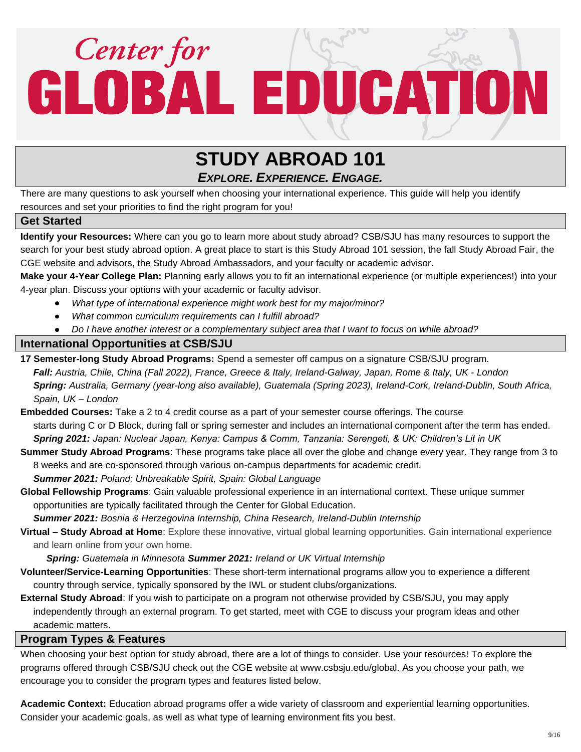# Center for GLOBAL EDUCATION

## STUDY ABROAD 101

***EXPLORE. EXPERIENCE. ENGAGE.***

There are many questions to ask yourself when choosing your international experience. This guide will help you identify resources and set your priorities to find the right program for you!

### Get Started

**Identify your Resources:** Where can you go to learn more about study abroad? CSB/SJU has many resources to support the search for your best study abroad option. A great place to start is this Study Abroad 101 session, the fall Study Abroad Fair, the CGE website and advisors, the Study Abroad Ambassadors, and your faculty or academic advisor.

**Make your 4-Year College Plan:** Planning early allows you to fit an international experience (or multiple experiences!) into your 4-year plan. Discuss your options with your academic or faculty advisor.

- *What type of international experience might work best for my major/minor?*
- *What common curriculum requirements can I fulfill abroad?*
- *Do I have another interest or a complementary subject area that I want to focus on while abroad?*

### International Opportunities at CSB/SJU

**17 Semester-long Study Abroad Programs:** Spend a semester off campus on a signature CSB/SJU program.
***Fall:*** *Austria, Chile, China (Fall 2022), France, Greece & Italy, Ireland-Galway, Japan, Rome & Italy, UK - London*
***Spring:*** *Australia, Germany (year-long also available), Guatemala (Spring 2023), Ireland-Cork, Ireland-Dublin, South Africa, Spain, UK – London*

**Embedded Courses:** Take a 2 to 4 credit course as a part of your semester course offerings. The course starts during C or D Block, during fall or spring semester and includes an international component after the term has ended.
***Spring 2021:*** *Japan: Nuclear Japan, Kenya: Campus & Comm, Tanzania: Serengeti, & UK: Children's Lit in UK*

**Summer Study Abroad Programs**: These programs take place all over the globe and change every year. They range from 3 to 8 weeks and are co-sponsored through various on-campus departments for academic credit.
***Summer 2021:*** *Poland: Unbreakable Spirit, Spain: Global Language*

**Global Fellowship Programs**: Gain valuable professional experience in an international context. These unique summer opportunities are typically facilitated through the Center for Global Education.
***Summer 2021:*** *Bosnia & Herzegovina Internship, China Research, Ireland-Dublin Internship*

**Virtual – Study Abroad at Home**: Explore these innovative, virtual global learning opportunities. Gain international experience and learn online from your own home.
***Spring:*** *Guatemala in Minnesota* ***Summer 2021:*** *Ireland or UK Virtual Internship*

**Volunteer/Service-Learning Opportunities**: These short-term international programs allow you to experience a different country through service, typically sponsored by the IWL or student clubs/organizations.

**External Study Abroad**: If you wish to participate on a program not otherwise provided by CSB/SJU, you may apply independently through an external program. To get started, meet with CGE to discuss your program ideas and other academic matters.

### Program Types & Features

When choosing your best option for study abroad, there are a lot of things to consider. Use your resources! To explore the programs offered through CSB/SJU check out the CGE website at www.csbsju.edu/global. As you choose your path, we encourage you to consider the program types and features listed below.

**Academic Context:** Education abroad programs offer a wide variety of classroom and experiential learning opportunities. Consider your academic goals, as well as what type of learning environment fits you best.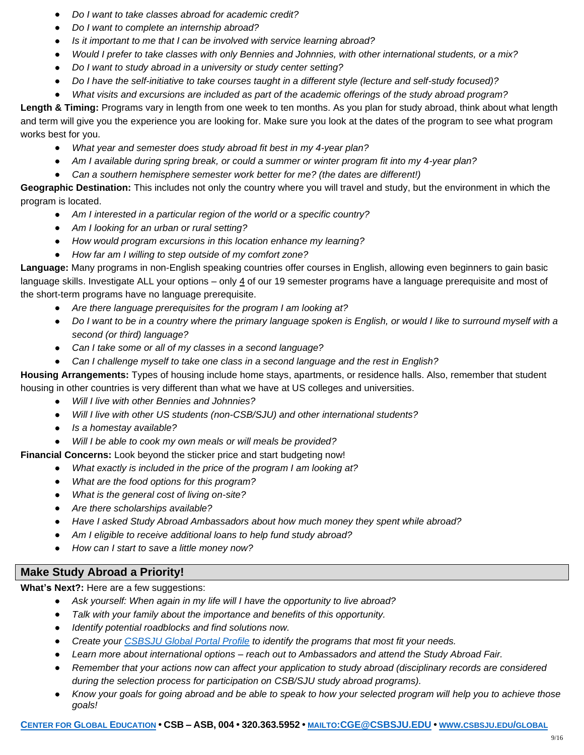- *Do I want to take classes abroad for academic credit?*
- *Do I want to complete an internship abroad?*
- *Is it important to me that I can be involved with service learning abroad?*
- *Would I prefer to take classes with only Bennies and Johnnies, with other international students, or a mix?*
- *Do I want to study abroad in a university or study center setting?*
- *Do I have the self-initiative to take courses taught in a different style (lecture and self-study focused)?*
- *What visits and excursions are included as part of the academic offerings of the study abroad program?*

**Length & Timing:** Programs vary in length from one week to ten months. As you plan for study abroad, think about what length and term will give you the experience you are looking for. Make sure you look at the dates of the program to see what program works best for you.

- *What year and semester does study abroad fit best in my 4-year plan?*
- *Am I available during spring break, or could a summer or winter program fit into my 4-year plan?*
- *Can a southern hemisphere semester work better for me? (the dates are different!)*

**Geographic Destination:** This includes not only the country where you will travel and study, but the environment in which the program is located.

- *Am I interested in a particular region of the world or a specific country?*
- *Am I looking for an urban or rural setting?*
- *How would program excursions in this location enhance my learning?*
- *How far am I willing to step outside of my comfort zone?*

**Language:** Many programs in non-English speaking countries offer courses in English, allowing even beginners to gain basic language skills. Investigate ALL your options – only 4 of our 19 semester programs have a language prerequisite and most of the short-term programs have no language prerequisite.

- *Are there language prerequisites for the program I am looking at?*
- *Do I want to be in a country where the primary language spoken is English, or would I like to surround myself with a second (or third) language?*
- *Can I take some or all of my classes in a second language?*
- *Can I challenge myself to take one class in a second language and the rest in English?*

**Housing Arrangements:** Types of housing include home stays, apartments, or residence halls. Also, remember that student housing in other countries is very different than what we have at US colleges and universities.

- *Will I live with other Bennies and Johnnies?*
- *Will I live with other US students (non-CSB/SJU) and other international students?*
- *Is a homestay available?*
- *Will I be able to cook my own meals or will meals be provided?*

**Financial Concerns:** Look beyond the sticker price and start budgeting now!

- *What exactly is included in the price of the program I am looking at?*
- *What are the food options for this program?*
- *What is the general cost of living on-site?*
- *Are there scholarships available?*
- *Have I asked Study Abroad Ambassadors about how much money they spent while abroad?*
- *Am I eligible to receive additional loans to help fund study abroad?*
- *How can I start to save a little money now?*

## Make Study Abroad a Priority!

**What's Next?:** Here are a few suggestions:

- *Ask yourself: When again in my life will I have the opportunity to live abroad?*
- *Talk with your family about the importance and benefits of this opportunity.*
- *Identify potential roadblocks and find solutions now.*
- *Create your [CSBSJU Global Portal Profile] to identify the programs that most fit your needs.*
- *Learn more about international options – reach out to Ambassadors and attend the Study Abroad Fair.*
- *Remember that your actions now can affect your application to study abroad (disciplinary records are considered during the selection process for participation on CSB/SJU study abroad programs).*
- *Know your goals for going abroad and be able to speak to how your selected program will help you to achieve those goals!*

**CENTER FOR GLOBAL EDUCATION • CSB – ASB, 004 • 320.363.5952 • MAILTO:CGE@CSBSJU.EDU • WWW.CSBSJU.EDU/GLOBAL**